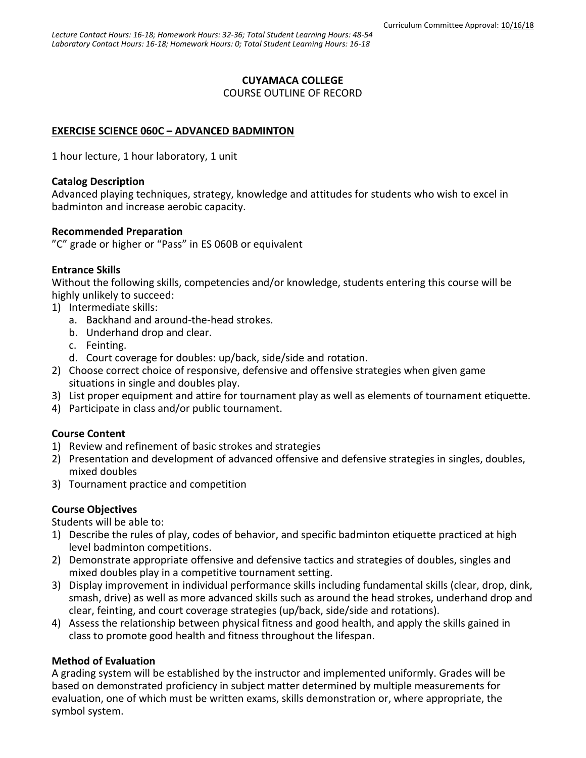Curriculum Committee Approval: 10/16/18

*Lecture Contact Hours: 16-18; Homework Hours: 32-36; Total Student Learning Hours: 48-54*
*Laboratory Contact Hours: 16-18; Homework Hours: 0; Total Student Learning Hours: 16-18*

**CUYAMACA COLLEGE**
COURSE OUTLINE OF RECORD

**EXERCISE SCIENCE 060C – ADVANCED BADMINTON**

1 hour lecture, 1 hour laboratory, 1 unit

**Catalog Description**
Advanced playing techniques, strategy, knowledge and attitudes for students who wish to excel in badminton and increase aerobic capacity.

**Recommended Preparation**
"C" grade or higher or "Pass" in ES 060B or equivalent

**Entrance Skills**
Without the following skills, competencies and/or knowledge, students entering this course will be highly unlikely to succeed:

1) Intermediate skills:
   a. Backhand and around-the-head strokes.
   b. Underhand drop and clear.
   c. Feinting.
   d. Court coverage for doubles: up/back, side/side and rotation.
2) Choose correct choice of responsive, defensive and offensive strategies when given game situations in single and doubles play.
3) List proper equipment and attire for tournament play as well as elements of tournament etiquette.
4) Participate in class and/or public tournament.

**Course Content**
1) Review and refinement of basic strokes and strategies
2) Presentation and development of advanced offensive and defensive strategies in singles, doubles, mixed doubles
3) Tournament practice and competition

**Course Objectives**
Students will be able to:
1) Describe the rules of play, codes of behavior, and specific badminton etiquette practiced at high level badminton competitions.
2) Demonstrate appropriate offensive and defensive tactics and strategies of doubles, singles and mixed doubles play in a competitive tournament setting.
3) Display improvement in individual performance skills including fundamental skills (clear, drop, dink, smash, drive) as well as more advanced skills such as around the head strokes, underhand drop and clear, feinting, and court coverage strategies (up/back, side/side and rotations).
4) Assess the relationship between physical fitness and good health, and apply the skills gained in class to promote good health and fitness throughout the lifespan.

**Method of Evaluation**
A grading system will be established by the instructor and implemented uniformly. Grades will be based on demonstrated proficiency in subject matter determined by multiple measurements for evaluation, one of which must be written exams, skills demonstration or, where appropriate, the symbol system.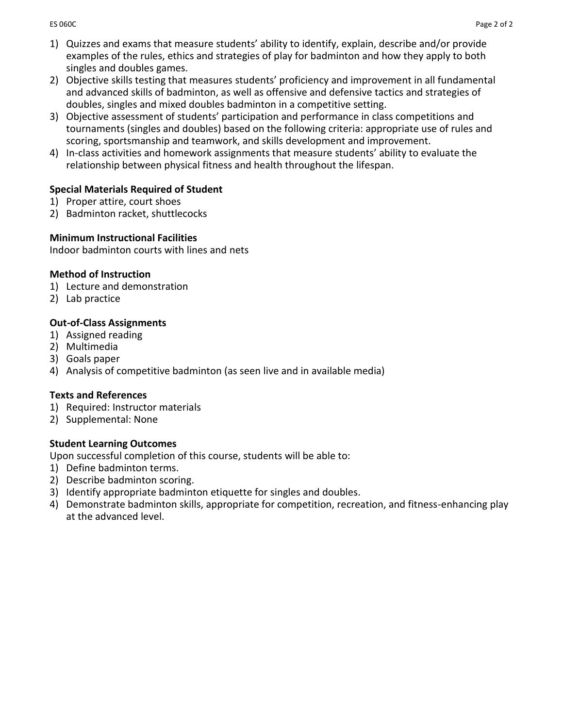1) Quizzes and exams that measure students' ability to identify, explain, describe and/or provide examples of the rules, ethics and strategies of play for badminton and how they apply to both singles and doubles games.
2) Objective skills testing that measures students' proficiency and improvement in all fundamental and advanced skills of badminton, as well as offensive and defensive tactics and strategies of doubles, singles and mixed doubles badminton in a competitive setting.
3) Objective assessment of students' participation and performance in class competitions and tournaments (singles and doubles) based on the following criteria: appropriate use of rules and scoring, sportsmanship and teamwork, and skills development and improvement.
4) In-class activities and homework assignments that measure students' ability to evaluate the relationship between physical fitness and health throughout the lifespan.

**Special Materials Required of Student**
1) Proper attire, court shoes
2) Badminton racket, shuttlecocks

**Minimum Instructional Facilities**
Indoor badminton courts with lines and nets

**Method of Instruction**
1) Lecture and demonstration
2) Lab practice

**Out-of-Class Assignments**
1) Assigned reading
2) Multimedia
3) Goals paper
4) Analysis of competitive badminton (as seen live and in available media)

**Texts and References**
1) Required: Instructor materials
2) Supplemental: None

**Student Learning Outcomes**
Upon successful completion of this course, students will be able to:
1) Define badminton terms.
2) Describe badminton scoring.
3) Identify appropriate badminton etiquette for singles and doubles.
4) Demonstrate badminton skills, appropriate for competition, recreation, and fitness-enhancing play at the advanced level.